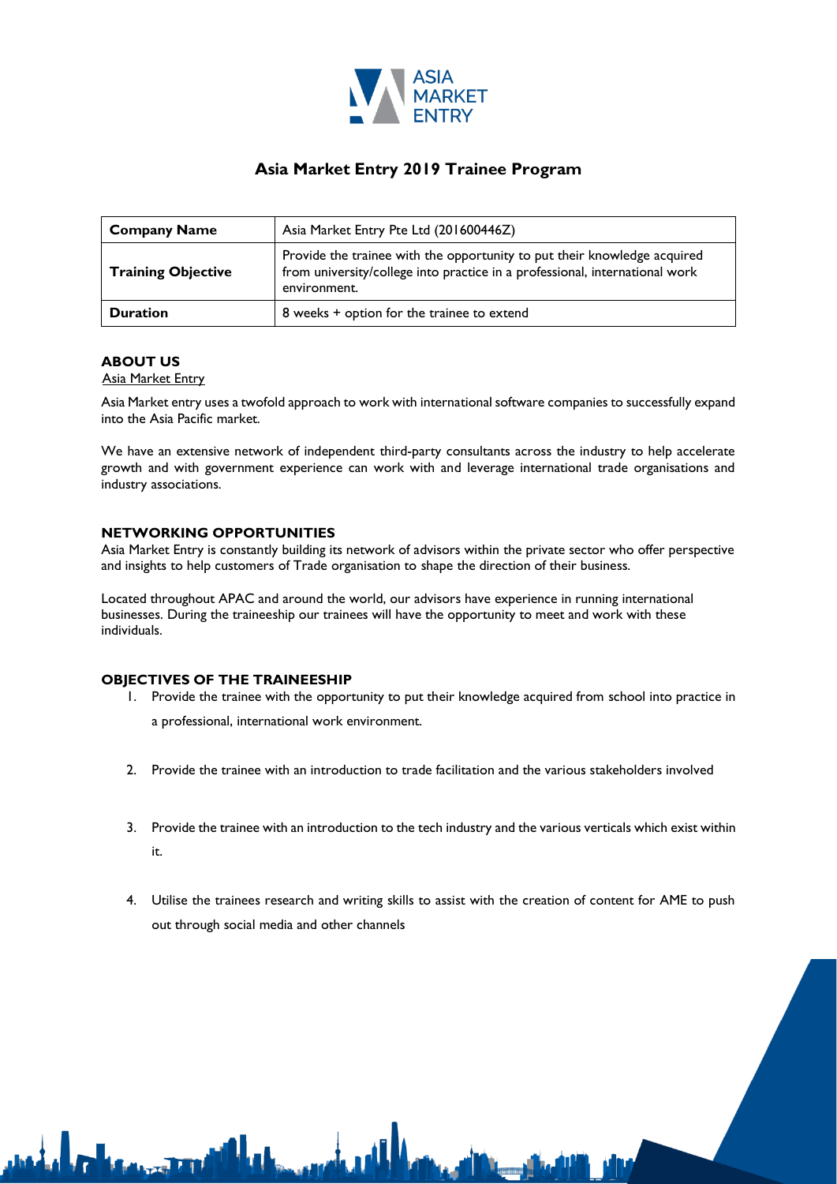# Asia Market Entry 2019 Trainee Program

| Company Name | Asia Market Entry Pte Ltd (201600446Z) |
|---|---|
| Training Objective | Provide the trainee with the opportunity to put their knowledge acquired from university/college into practice in a professional, international work environment. |
| Duration | 8 weeks + option for the trainee to extend |

## ABOUT US

Asia Market Entry

Asia Market entry uses a twofold approach to work with international software companies to successfully expand into the Asia Pacific market.

We have an extensive network of independent third-party consultants across the industry to help accelerate growth and with government experience can work with and leverage international trade organisations and industry associations.

## NETWORKING OPPORTUNITIES

Asia Market Entry is constantly building its network of advisors within the private sector who offer perspective and insights to help customers of Trade organisation to shape the direction of their business.

Located throughout APAC and around the world, our advisors have experience in running international businesses. During the traineeship our trainees will have the opportunity to meet and work with these individuals.

## OBJECTIVES OF THE TRAINEESHIP

1. Provide the trainee with the opportunity to put their knowledge acquired from school into practice in a professional, international work environment.

2. Provide the trainee with an introduction to trade facilitation and the various stakeholders involved

3. Provide the trainee with an introduction to the tech industry and the various verticals which exist within it.

4. Utilise the trainees research and writing skills to assist with the creation of content for AME to push out through social media and other channels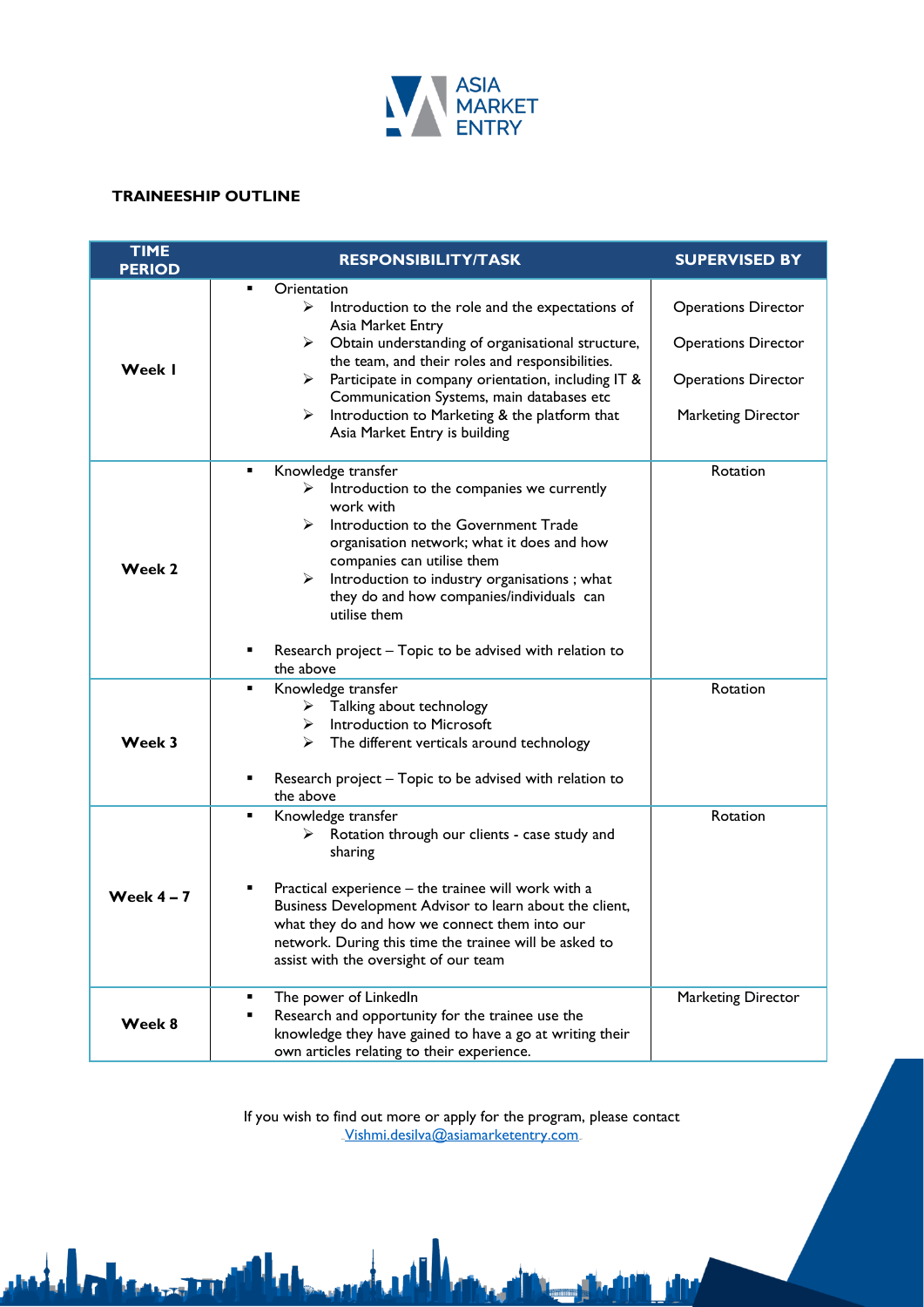ASIA MARKET ENTRY

**TRAINEESHIP OUTLINE**

| TIME PERIOD | RESPONSIBILITY/TASK | SUPERVISED BY |
|---|---|---|
| **Week 1** | ▪ Orientation<br>➢ Introduction to the role and the expectations of Asia Market Entry<br>➢ Obtain understanding of organisational structure, the team, and their roles and responsibilities.<br>➢ Participate in company orientation, including IT & Communication Systems, main databases etc<br>➢ Introduction to Marketing & the platform that Asia Market Entry is building | Operations Director<br>Operations Director<br>Operations Director<br>Marketing Director |
| **Week 2** | ▪ Knowledge transfer<br>➢ Introduction to the companies we currently work with<br>➢ Introduction to the Government Trade organisation network; what it does and how companies can utilise them<br>➢ Introduction to industry organisations ; what they do and how companies/individuals can utilise them<br>▪ Research project – Topic to be advised with relation to the above | Rotation |
| **Week 3** | ▪ Knowledge transfer<br>➢ Talking about technology<br>➢ Introduction to Microsoft<br>➢ The different verticals around technology<br>▪ Research project – Topic to be advised with relation to the above | Rotation |
| **Week 4 – 7** | ▪ Knowledge transfer<br>➢ Rotation through our clients - case study and sharing<br>▪ Practical experience – the trainee will work with a Business Development Advisor to learn about the client, what they do and how we connect them into our network. During this time the trainee will be asked to assist with the oversight of our team | Rotation |
| **Week 8** | ▪ The power of LinkedIn<br>▪ Research and opportunity for the trainee use the knowledge they have gained to have a go at writing their own articles relating to their experience. | Marketing Director |

If you wish to find out more or apply for the program, please contact Vishmi.desilva@asiamarketentry.com